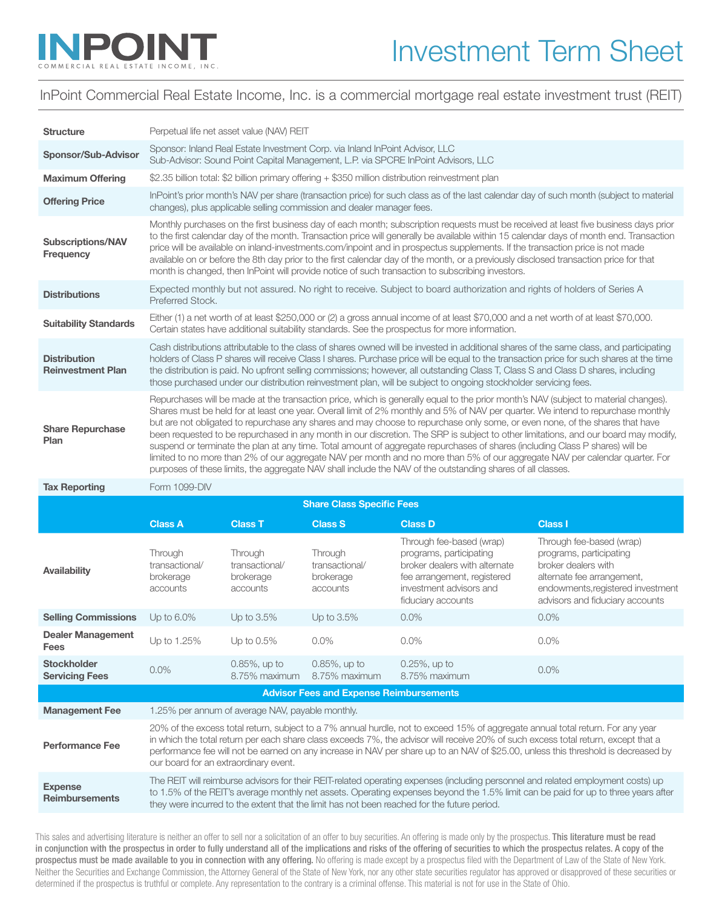# INPOINT

COMMERCIAL REAL ESTATE INCOME, INC.

# Investment Term Sheet

InPoint Commercial Real Estate Income, Inc. is a commercial mortgage real estate investment trust (REIT)

| | |
|---|---|
| **Structure** | Perpetual life net asset value (NAV) REIT |
| **Sponsor/Sub-Advisor** | Sponsor: Inland Real Estate Investment Corp. via Inland InPoint Advisor, LLC<br>Sub-Advisor: Sound Point Capital Management, L.P. via SPCRE InPoint Advisors, LLC |
| **Maximum Offering** | $2.35 billion total: $2 billion primary offering + $350 million distribution reinvestment plan |
| **Offering Price** | InPoint's prior month's NAV per share (transaction price) for such class as of the last calendar day of such month (subject to material changes), plus applicable selling commission and dealer manager fees. |
| **Subscriptions/NAV Frequency** | Monthly purchases on the first business day of each month; subscription requests must be received at least five business days prior to the first calendar day of the month. Transaction price will generally be available within 15 calendar days of month end. Transaction price will be available on inland-investments.com/inpoint and in prospectus supplements. If the transaction price is not made available on or before the 8th day prior to the first calendar day of the month, or a previously disclosed transaction price for that month is changed, then InPoint will provide notice of such transaction to subscribing investors. |
| **Distributions** | Expected monthly but not assured. No right to receive. Subject to board authorization and rights of holders of Series A Preferred Stock. |
| **Suitability Standards** | Either (1) a net worth of at least $250,000 or (2) a gross annual income of at least $70,000 and a net worth of at least $70,000. Certain states have additional suitability standards. See the prospectus for more information. |
| **Distribution Reinvestment Plan** | Cash distributions attributable to the class of shares owned will be invested in additional shares of the same class, and participating holders of Class P shares will receive Class I shares. Purchase price will be equal to the transaction price for such shares at the time the distribution is paid. No upfront selling commissions; however, all outstanding Class T, Class S and Class D shares, including those purchased under our distribution reinvestment plan, will be subject to ongoing stockholder servicing fees. |
| **Share Repurchase Plan** | Repurchases will be made at the transaction price, which is generally equal to the prior month's NAV (subject to material changes). Shares must be held for at least one year. Overall limit of 2% monthly and 5% of NAV per quarter. We intend to repurchase monthly but are not obligated to repurchase any shares and may choose to repurchase only some, or even none, of the shares that have been requested to be repurchased in any month in our discretion. The SRP is subject to other limitations, and our board may modify, suspend or terminate the plan at any time. Total amount of aggregate repurchases of shares (including Class P shares) will be limited to no more than 2% of our aggregate NAV per month and no more than 5% of our aggregate NAV per calendar quarter. For purposes of these limits, the aggregate NAV shall include the NAV of the outstanding shares of all classes. |
| **Tax Reporting** | Form 1099-DIV |

## Share Class Specific Fees

| | Class A | Class T | Class S | Class D | Class I |
|---|---|---|---|---|---|
| **Availability** | Through transactional/ brokerage accounts | Through transactional/ brokerage accounts | Through transactional/ brokerage accounts | Through fee-based (wrap) programs, participating broker dealers with alternate fee arrangement, registered investment advisors and fiduciary accounts | Through fee-based (wrap) programs, participating broker dealers with alternate fee arrangement, endowments,registered investment advisors and fiduciary accounts |
| **Selling Commissions** | Up to 6.0% | Up to 3.5% | Up to 3.5% | 0.0% | 0.0% |
| **Dealer Management Fees** | Up to 1.25% | Up to 0.5% | 0.0% | 0.0% | 0.0% |
| **Stockholder Servicing Fees** | 0.0% | 0.85%, up to 8.75% maximum | 0.85%, up to 8.75% maximum | 0.25%, up to 8.75% maximum | 0.0% |

## Advisor Fees and Expense Reimbursements

| | |
|---|---|
| **Management Fee** | 1.25% per annum of average NAV, payable monthly. |
| **Performance Fee** | 20% of the excess total return, subject to a 7% annual hurdle, not to exceed 15% of aggregate annual total return. For any year in which the total return per each share class exceeds 7%, the advisor will receive 20% of such excess total return, except that a performance fee will not be earned on any increase in NAV per share up to an NAV of $25.00, unless this threshold is decreased by our board for an extraordinary event. |
| **Expense Reimbursements** | The REIT will reimburse advisors for their REIT-related operating expenses (including personnel and related employment costs) up to 1.5% of the REIT's average monthly net assets. Operating expenses beyond the 1.5% limit can be paid for up to three years after they were incurred to the extent that the limit has not been reached for the future period. |

This sales and advertising literature is neither an offer to sell nor a solicitation of an offer to buy securities. An offering is made only by the prospectus. **This literature must be read in conjunction with the prospectus in order to fully understand all of the implications and risks of the offering of securities to which the prospectus relates. A copy of the prospectus must be made available to you in connection with any offering.** No offering is made except by a prospectus filed with the Department of Law of the State of New York. Neither the Securities and Exchange Commission, the Attorney General of the State of New York, nor any other state securities regulator has approved or disapproved of these securities or determined if the prospectus is truthful or complete. Any representation to the contrary is a criminal offense. This material is not for use in the State of Ohio.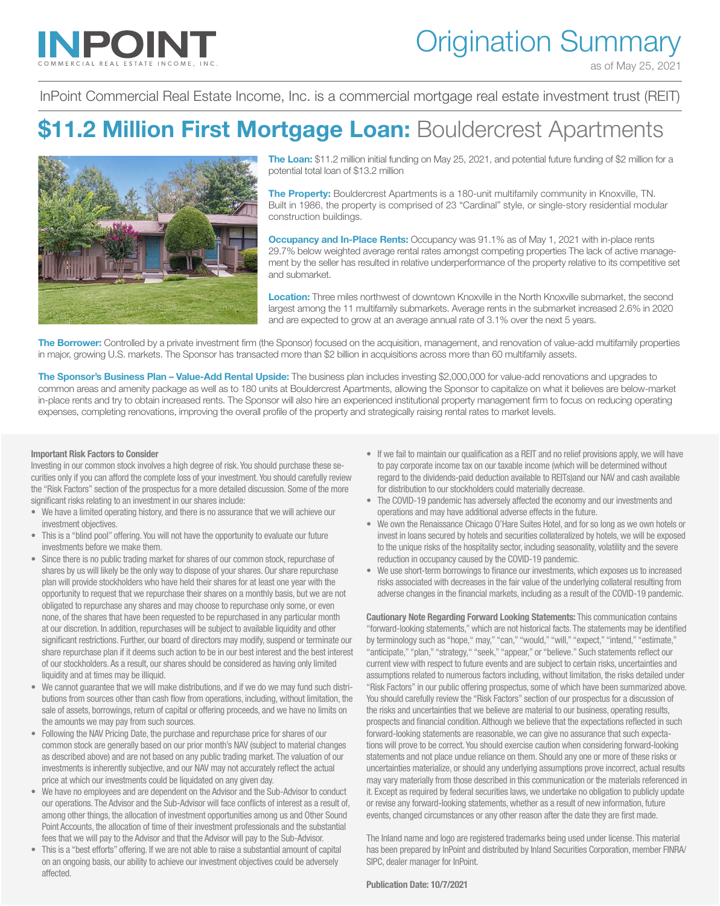# INPOINT

COMMERCIAL REAL ESTATE INCOME, INC.

# Origination Summary

as of May 25, 2021

InPoint Commercial Real Estate Income, Inc. is a commercial mortgage real estate investment trust (REIT)

## $11.2 Million First Mortgage Loan: Bouldercrest Apartments

**The Loan:** $11.2 million initial funding on May 25, 2021, and potential future funding of $2 million for a potential total loan of $13.2 million

**The Property:** Bouldercrest Apartments is a 180-unit multifamily community in Knoxville, TN. Built in 1986, the property is comprised of 23 "Cardinal" style, or single-story residential modular construction buildings.

**Occupancy and In-Place Rents:** Occupancy was 91.1% as of May 1, 2021 with in-place rents 29.7% below weighted average rental rates amongst competing properties The lack of active management by the seller has resulted in relative underperformance of the property relative to its competitive set and submarket.

**Location:** Three miles northwest of downtown Knoxville in the North Knoxville submarket, the second largest among the 11 multifamily submarkets. Average rents in the submarket increased 2.6% in 2020 and are expected to grow at an average annual rate of 3.1% over the next 5 years.

**The Borrower:** Controlled by a private investment firm (the Sponsor) focused on the acquisition, management, and renovation of value-add multifamily properties in major, growing U.S. markets. The Sponsor has transacted more than $2 billion in acquisitions across more than 60 multifamily assets.

**The Sponsor's Business Plan – Value-Add Rental Upside:** The business plan includes investing $2,000,000 for value-add renovations and upgrades to common areas and amenity package as well as to 180 units at Bouldercrest Apartments, allowing the Sponsor to capitalize on what it believes are below-market in-place rents and try to obtain increased rents. The Sponsor will also hire an experienced institutional property management firm to focus on reducing operating expenses, completing renovations, improving the overall profile of the property and strategically raising rental rates to market levels.

**Important Risk Factors to Consider**

Investing in our common stock involves a high degree of risk. You should purchase these securities only if you can afford the complete loss of your investment. You should carefully review the "Risk Factors" section of the prospectus for a more detailed discussion. Some of the more significant risks relating to an investment in our shares include:

- We have a limited operating history, and there is no assurance that we will achieve our investment objectives.
- This is a "blind pool" offering. You will not have the opportunity to evaluate our future investments before we make them.
- Since there is no public trading market for shares of our common stock, repurchase of shares by us will likely be the only way to dispose of your shares. Our share repurchase plan will provide stockholders who have held their shares for at least one year with the opportunity to request that we repurchase their shares on a monthly basis, but we are not obligated to repurchase any shares and may choose to repurchase only some, or even none, of the shares that have been requested to be repurchased in any particular month at our discretion. In addition, repurchases will be subject to available liquidity and other significant restrictions. Further, our board of directors may modify, suspend or terminate our share repurchase plan if it deems such action to be in our best interest and the best interest of our stockholders. As a result, our shares should be considered as having only limited liquidity and at times may be illiquid.
- We cannot guarantee that we will make distributions, and if we do we may fund such distributions from sources other than cash flow from operations, including, without limitation, the sale of assets, borrowings, return of capital or offering proceeds, and we have no limits on the amounts we may pay from such sources.
- Following the NAV Pricing Date, the purchase and repurchase price for shares of our common stock are generally based on our prior month's NAV (subject to material changes as described above) and are not based on any public trading market. The valuation of our investments is inherently subjective, and our NAV may not accurately reflect the actual price at which our investments could be liquidated on any given day.
- We have no employees and are dependent on the Advisor and the Sub-Advisor to conduct our operations. The Advisor and the Sub-Advisor will face conflicts of interest as a result of, among other things, the allocation of investment opportunities among us and Other Sound Point Accounts, the allocation of time of their investment professionals and the substantial fees that we will pay to the Advisor and that the Advisor will pay to the Sub-Advisor.
- This is a "best efforts" offering. If we are not able to raise a substantial amount of capital on an ongoing basis, our ability to achieve our investment objectives could be adversely affected.
- If we fail to maintain our qualification as a REIT and no relief provisions apply, we will have to pay corporate income tax on our taxable income (which will be determined without regard to the dividends-paid deduction available to REITs)and our NAV and cash available for distribution to our stockholders could materially decrease.
- The COVID-19 pandemic has adversely affected the economy and our investments and operations and may have additional adverse effects in the future.
- We own the Renaissance Chicago O'Hare Suites Hotel, and for so long as we own hotels or invest in loans secured by hotels and securities collateralized by hotels, we will be exposed to the unique risks of the hospitality sector, including seasonality, volatility and the severe reduction in occupancy caused by the COVID-19 pandemic.
- We use short-term borrowings to finance our investments, which exposes us to increased risks associated with decreases in the fair value of the underlying collateral resulting from adverse changes in the financial markets, including as a result of the COVID-19 pandemic.

**Cautionary Note Regarding Forward Looking Statements:** This communication contains "forward-looking statements," which are not historical facts. The statements may be identified by terminology such as "hope," may," "can," "would," "will," "expect," "intend," "estimate," "anticipate," "plan," "strategy," "seek," "appear," or "believe." Such statements reflect our current view with respect to future events and are subject to certain risks, uncertainties and assumptions related to numerous factors including, without limitation, the risks detailed under "Risk Factors" in our public offering prospectus, some of which have been summarized above. You should carefully review the "Risk Factors" section of our prospectus for a discussion of the risks and uncertainties that we believe are material to our business, operating results, prospects and financial condition. Although we believe that the expectations reflected in such forward-looking statements are reasonable, we can give no assurance that such expectations will prove to be correct. You should exercise caution when considering forward-looking statements and not place undue reliance on them. Should any one or more of these risks or uncertainties materialize, or should any underlying assumptions prove incorrect, actual results may vary materially from those described in this communication or the materials referenced in it. Except as required by federal securities laws, we undertake no obligation to publicly update or revise any forward-looking statements, whether as a result of new information, future events, changed circumstances or any other reason after the date they are first made.

The Inland name and logo are registered trademarks being used under license. This material has been prepared by InPoint and distributed by Inland Securities Corporation, member FINRA/SIPC, dealer manager for InPoint.

**Publication Date: 10/7/2021**